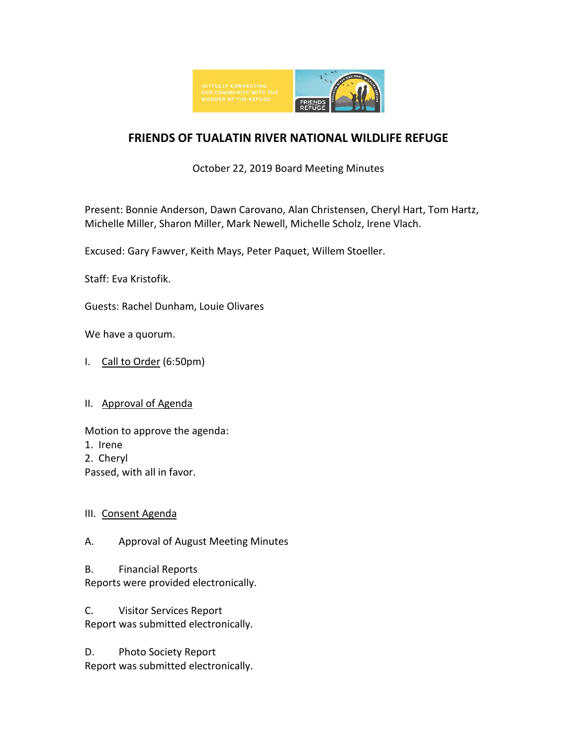# FRIENDS OF TUALATIN RIVER NATIONAL WILDLIFE REFUGE

October 22, 2019 Board Meeting Minutes

Present: Bonnie Anderson, Dawn Carovano, Alan Christensen, Cheryl Hart, Tom Hartz, Michelle Miller, Sharon Miller, Mark Newell, Michelle Scholz, Irene Vlach.

Excused: Gary Fawver, Keith Mays, Peter Paquet, Willem Stoeller.

Staff: Eva Kristofik.

Guests: Rachel Dunham, Louie Olivares

We have a quorum.

I. Call to Order (6:50pm)

II. Approval of Agenda

Motion to approve the agenda:
1. Irene
2. Cheryl

Passed, with all in favor.

III. Consent Agenda

A. Approval of August Meeting Minutes

B. Financial Reports
Reports were provided electronically.

C. Visitor Services Report
Report was submitted electronically.

D. Photo Society Report
Report was submitted electronically.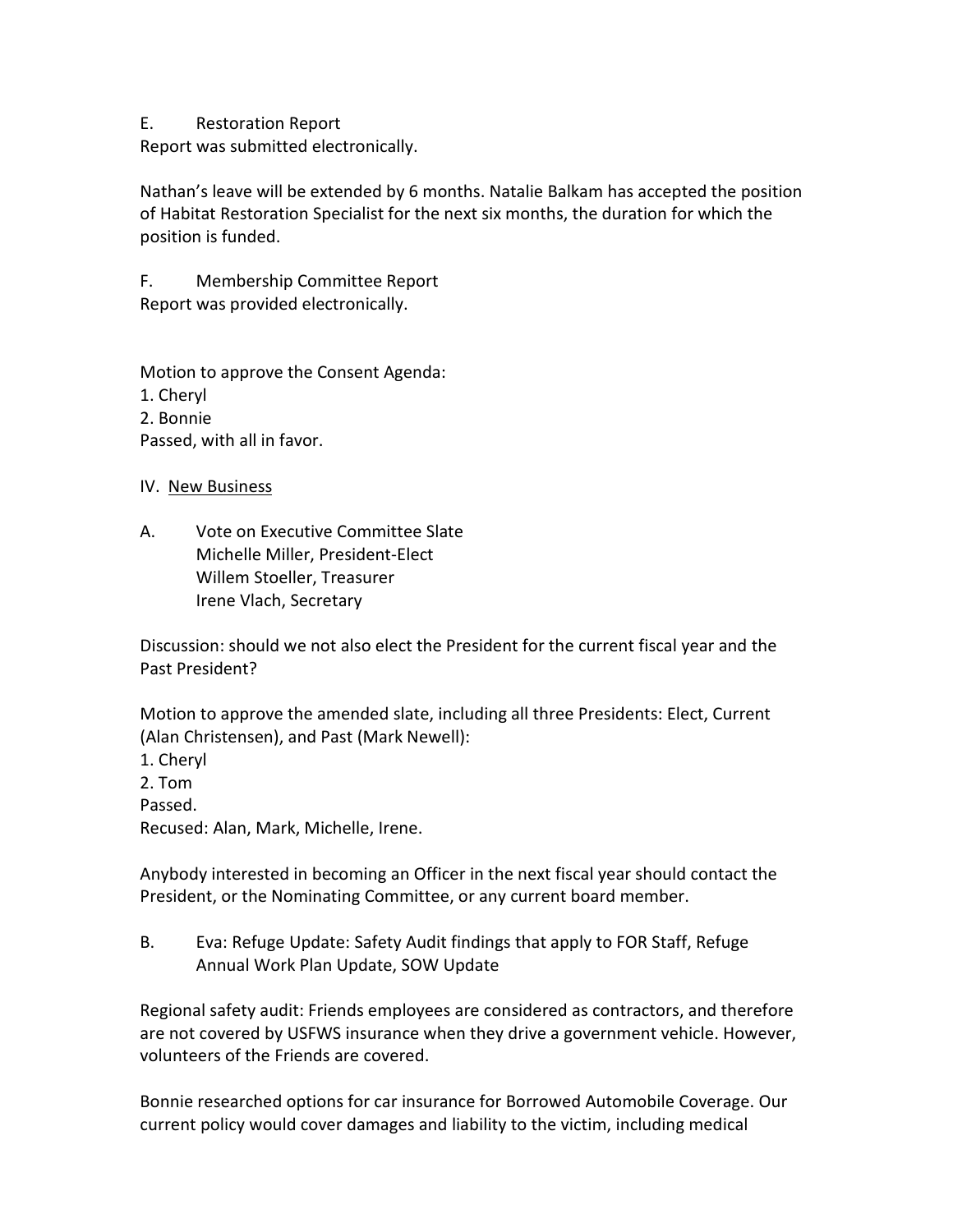E. Restoration Report
Report was submitted electronically.

Nathan's leave will be extended by 6 months. Natalie Balkam has accepted the position of Habitat Restoration Specialist for the next six months, the duration for which the position is funded.

F. Membership Committee Report
Report was provided electronically.

Motion to approve the Consent Agenda:
1. Cheryl
2. Bonnie
Passed, with all in favor.

IV. <u>New Business</u>

A. Vote on Executive Committee Slate
Michelle Miller, President-Elect
Willem Stoeller, Treasurer
Irene Vlach, Secretary

Discussion: should we not also elect the President for the current fiscal year and the Past President?

Motion to approve the amended slate, including all three Presidents: Elect, Current (Alan Christensen), and Past (Mark Newell):
1. Cheryl
2. Tom
Passed.
Recused: Alan, Mark, Michelle, Irene.

Anybody interested in becoming an Officer in the next fiscal year should contact the President, or the Nominating Committee, or any current board member.

B. Eva: Refuge Update: Safety Audit findings that apply to FOR Staff, Refuge Annual Work Plan Update, SOW Update

Regional safety audit: Friends employees are considered as contractors, and therefore are not covered by USFWS insurance when they drive a government vehicle. However, volunteers of the Friends are covered.

Bonnie researched options for car insurance for Borrowed Automobile Coverage. Our current policy would cover damages and liability to the victim, including medical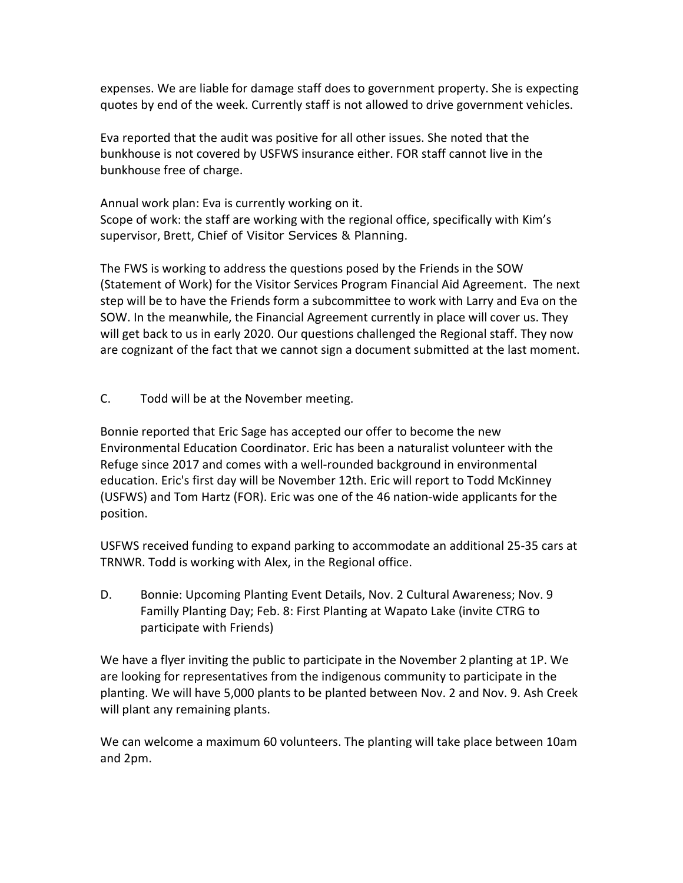expenses. We are liable for damage staff does to government property. She is expecting quotes by end of the week. Currently staff is not allowed to drive government vehicles.

Eva reported that the audit was positive for all other issues. She noted that the bunkhouse is not covered by USFWS insurance either. FOR staff cannot live in the bunkhouse free of charge.

Annual work plan: Eva is currently working on it.
Scope of work: the staff are working with the regional office, specifically with Kim's supervisor, Brett, Chief of Visitor Services & Planning.

The FWS is working to address the questions posed by the Friends in the SOW (Statement of Work) for the Visitor Services Program Financial Aid Agreement. The next step will be to have the Friends form a subcommittee to work with Larry and Eva on the SOW. In the meanwhile, the Financial Agreement currently in place will cover us. They will get back to us in early 2020. Our questions challenged the Regional staff. They now are cognizant of the fact that we cannot sign a document submitted at the last moment.

C. Todd will be at the November meeting.

Bonnie reported that Eric Sage has accepted our offer to become the new Environmental Education Coordinator. Eric has been a naturalist volunteer with the Refuge since 2017 and comes with a well-rounded background in environmental education. Eric's first day will be November 12th. Eric will report to Todd McKinney (USFWS) and Tom Hartz (FOR). Eric was one of the 46 nation-wide applicants for the position.

USFWS received funding to expand parking to accommodate an additional 25-35 cars at TRNWR. Todd is working with Alex, in the Regional office.

D. Bonnie: Upcoming Planting Event Details, Nov. 2 Cultural Awareness; Nov. 9 Familly Planting Day; Feb. 8: First Planting at Wapato Lake (invite CTRG to participate with Friends)

We have a flyer inviting the public to participate in the November 2 planting at 1P. We are looking for representatives from the indigenous community to participate in the planting. We will have 5,000 plants to be planted between Nov. 2 and Nov. 9. Ash Creek will plant any remaining plants.

We can welcome a maximum 60 volunteers. The planting will take place between 10am and 2pm.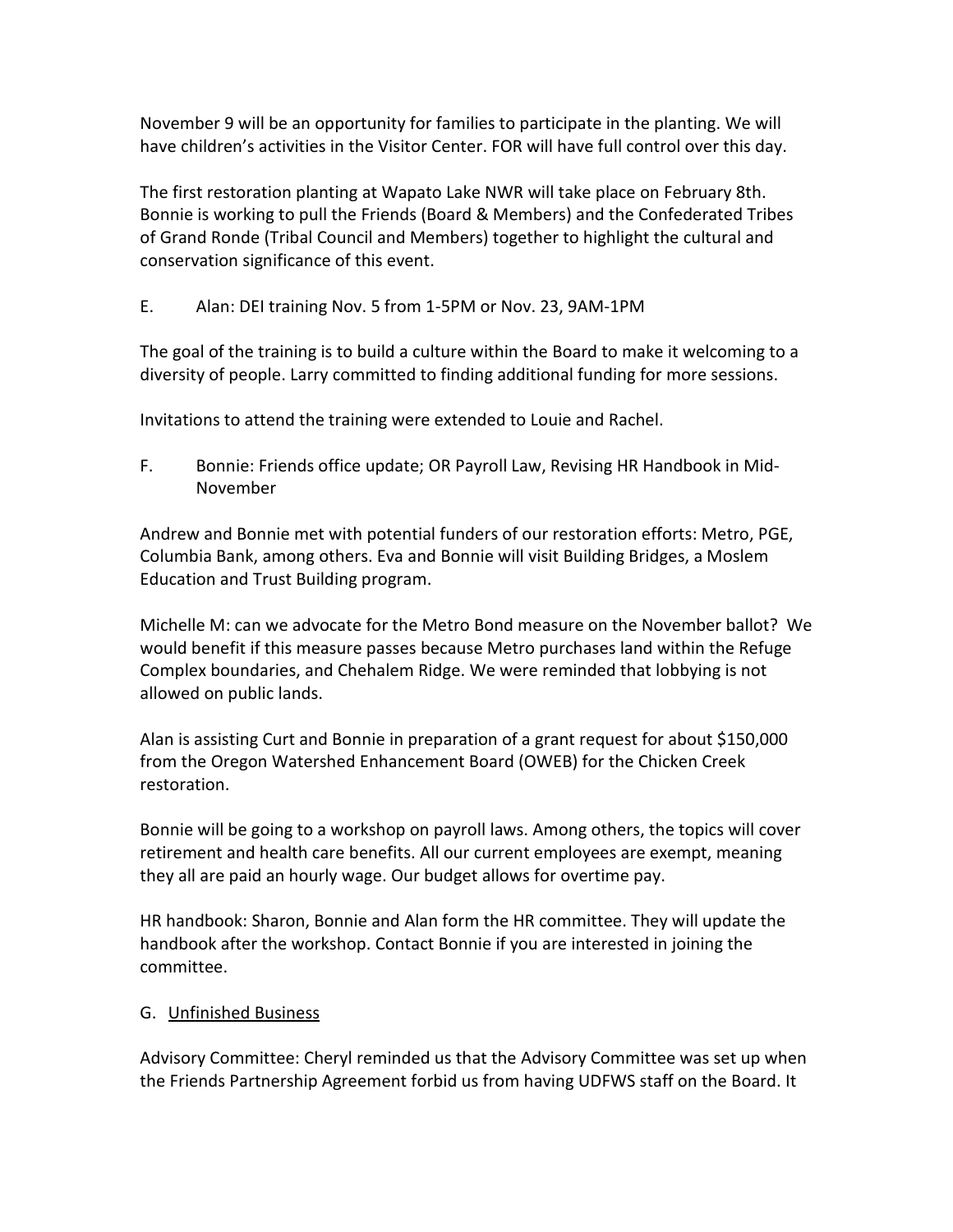November 9 will be an opportunity for families to participate in the planting. We will have children's activities in the Visitor Center. FOR will have full control over this day.

The first restoration planting at Wapato Lake NWR will take place on February 8th. Bonnie is working to pull the Friends (Board & Members) and the Confederated Tribes of Grand Ronde (Tribal Council and Members) together to highlight the cultural and conservation significance of this event.

E. Alan: DEI training Nov. 5 from 1-5PM or Nov. 23, 9AM-1PM

The goal of the training is to build a culture within the Board to make it welcoming to a diversity of people. Larry committed to finding additional funding for more sessions.

Invitations to attend the training were extended to Louie and Rachel.

F. Bonnie: Friends office update; OR Payroll Law, Revising HR Handbook in Mid-November

Andrew and Bonnie met with potential funders of our restoration efforts: Metro, PGE, Columbia Bank, among others. Eva and Bonnie will visit Building Bridges, a Moslem Education and Trust Building program.

Michelle M: can we advocate for the Metro Bond measure on the November ballot? We would benefit if this measure passes because Metro purchases land within the Refuge Complex boundaries, and Chehalem Ridge. We were reminded that lobbying is not allowed on public lands.

Alan is assisting Curt and Bonnie in preparation of a grant request for about $150,000 from the Oregon Watershed Enhancement Board (OWEB) for the Chicken Creek restoration.

Bonnie will be going to a workshop on payroll laws. Among others, the topics will cover retirement and health care benefits. All our current employees are exempt, meaning they all are paid an hourly wage. Our budget allows for overtime pay.

HR handbook: Sharon, Bonnie and Alan form the HR committee. They will update the handbook after the workshop. Contact Bonnie if you are interested in joining the committee.

G. <u>Unfinished Business</u>

Advisory Committee: Cheryl reminded us that the Advisory Committee was set up when the Friends Partnership Agreement forbid us from having UDFWS staff on the Board. It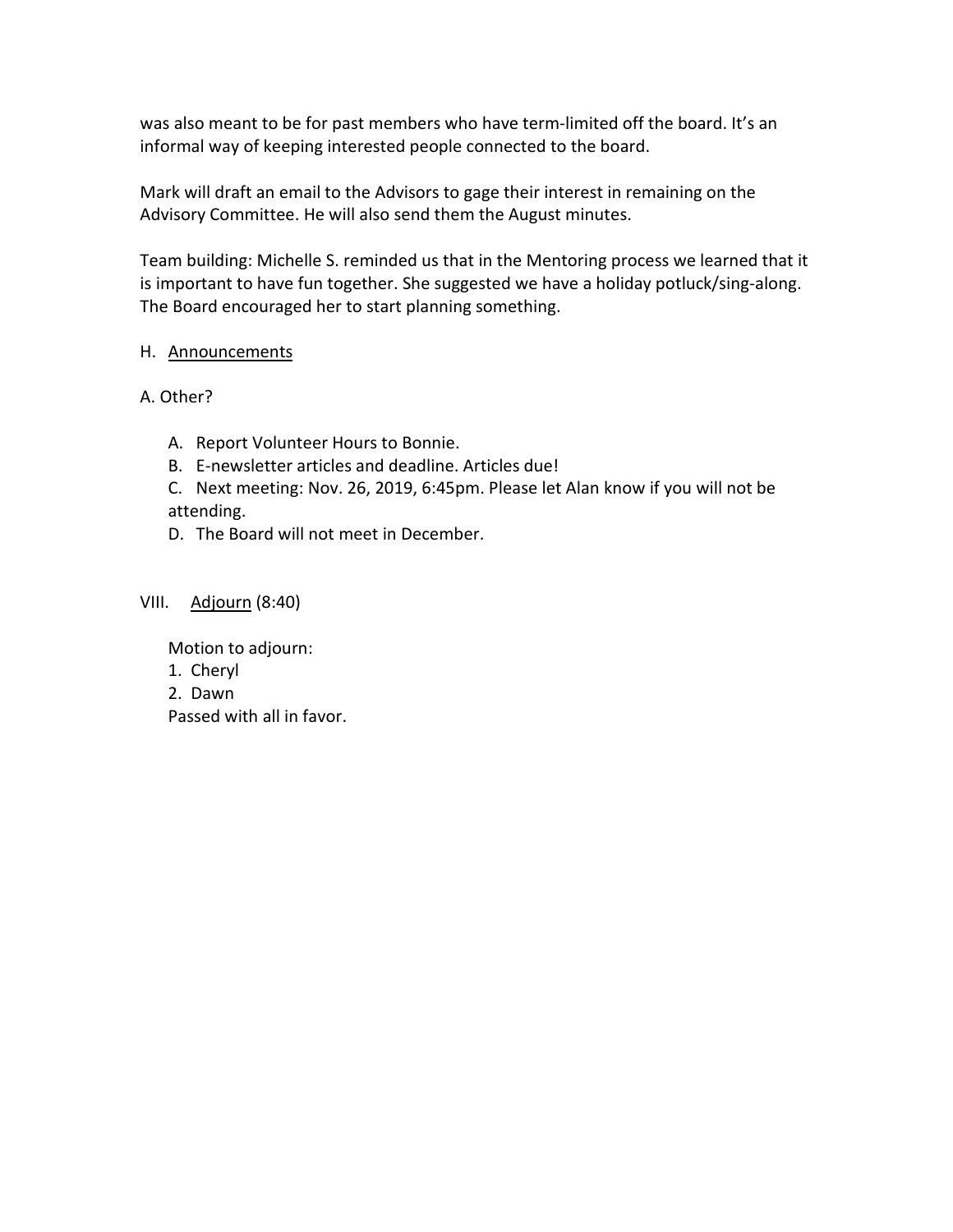was also meant to be for past members who have term-limited off the board. It's an informal way of keeping interested people connected to the board.

Mark will draft an email to the Advisors to gage their interest in remaining on the Advisory Committee. He will also send them the August minutes.

Team building: Michelle S. reminded us that in the Mentoring process we learned that it is important to have fun together. She suggested we have a holiday potluck/sing-along. The Board encouraged her to start planning something.

H. <u>Announcements</u>

A. Other?

A. Report Volunteer Hours to Bonnie.
B. E-newsletter articles and deadline. Articles due!
C. Next meeting: Nov. 26, 2019, 6:45pm. Please let Alan know if you will not be attending.
D. The Board will not meet in December.

VIII. <u>Adjourn</u> (8:40)

Motion to adjourn:
1. Cheryl
2. Dawn

Passed with all in favor.